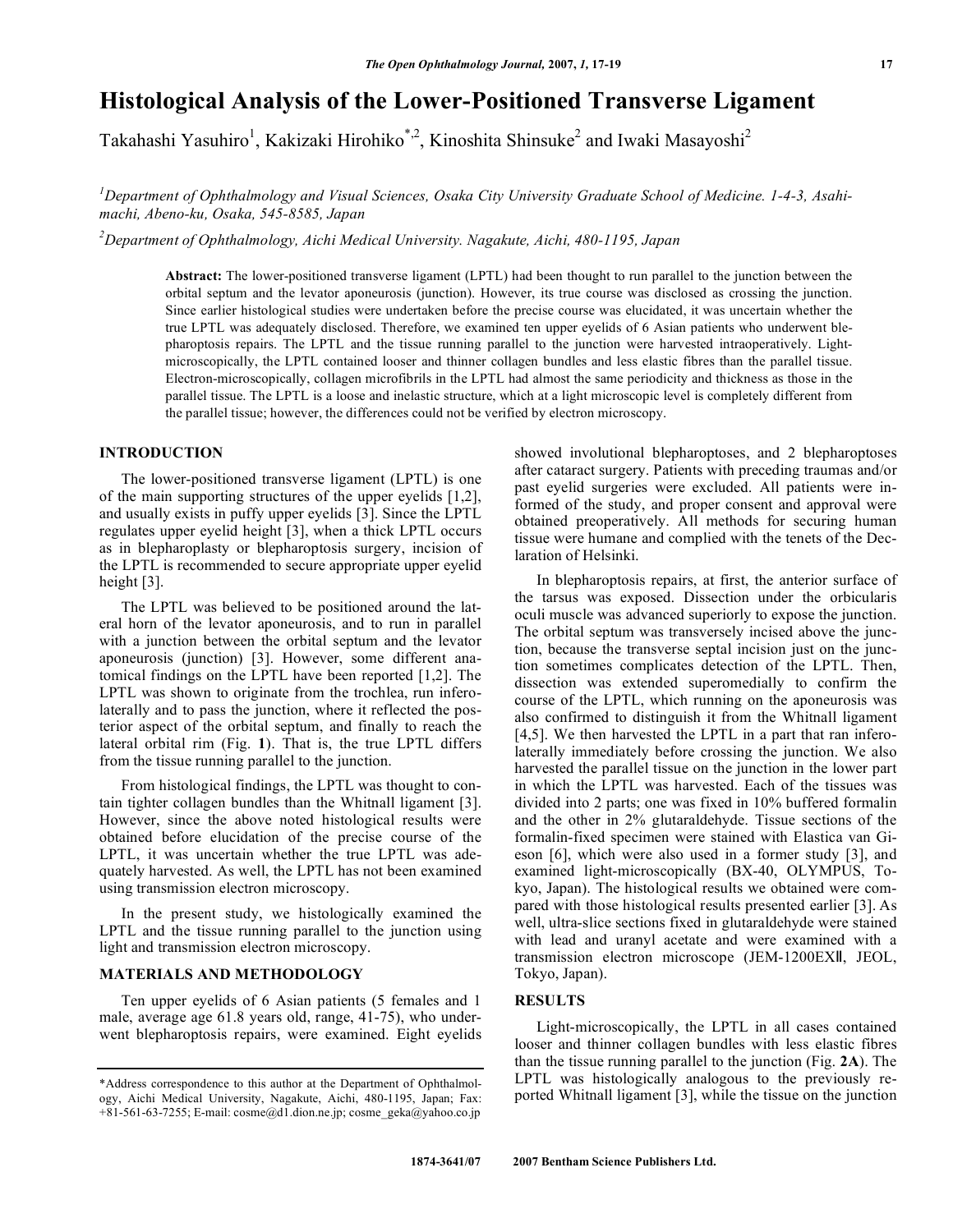# Histological Analysis of the Lower-Positioned Transverse Ligament

Takahashi Yasuhiro[1], Kakizaki Hirohiko[*,2], Kinoshita Shinsuke[2] and Iwaki Masayoshi[2]

[1]Department of Ophthalmology and Visual Sciences, Osaka City University Graduate School of Medicine. 1-4-3, Asahi-machi, Abeno-ku, Osaka, 545-8585, Japan

[2]Department of Ophthalmology, Aichi Medical University. Nagakute, Aichi, 480-1195, Japan

**Abstract:** The lower-positioned transverse ligament (LPTL) had been thought to run parallel to the junction between the orbital septum and the levator aponeurosis (junction). However, its true course was disclosed as crossing the junction. Since earlier histological studies were undertaken before the precise course was elucidated, it was uncertain whether the true LPTL was adequately disclosed. Therefore, we examined ten upper eyelids of 6 Asian patients who underwent blepharoptosis repairs. The LPTL and the tissue running parallel to the junction were harvested intraoperatively. Light-microscopically, the LPTL contained looser and thinner collagen bundles and less elastic fibres than the parallel tissue. Electron-microscopically, collagen microfibrils in the LPTL had almost the same periodicity and thickness as those in the parallel tissue. The LPTL is a loose and inelastic structure, which at a light microscopic level is completely different from the parallel tissue; however, the differences could not be verified by electron microscopy.

## INTRODUCTION

The lower-positioned transverse ligament (LPTL) is one of the main supporting structures of the upper eyelids [1,2], and usually exists in puffy upper eyelids [3]. Since the LPTL regulates upper eyelid height [3], when a thick LPTL occurs as in blepharoplasty or blepharoptosis surgery, incision of the LPTL is recommended to secure appropriate upper eyelid height [3].

The LPTL was believed to be positioned around the lateral horn of the levator aponeurosis, and to run in parallel with a junction between the orbital septum and the levator aponeurosis (junction) [3]. However, some different anatomical findings on the LPTL have been reported [1,2]. The LPTL was shown to originate from the trochlea, run inferolaterally and to pass the junction, where it reflected the posterior aspect of the orbital septum, and finally to reach the lateral orbital rim (Fig. **1**). That is, the true LPTL differs from the tissue running parallel to the junction.

From histological findings, the LPTL was thought to contain tighter collagen bundles than the Whitnall ligament [3]. However, since the above noted histological results were obtained before elucidation of the precise course of the LPTL, it was uncertain whether the true LPTL was adequately harvested. As well, the LPTL has not been examined using transmission electron microscopy.

In the present study, we histologically examined the LPTL and the tissue running parallel to the junction using light and transmission electron microscopy.

## MATERIALS AND METHODOLOGY

Ten upper eyelids of 6 Asian patients (5 females and 1 male, average age 61.8 years old, range, 41-75), who underwent blepharoptosis repairs, were examined. Eight eyelids showed involutional blepharoptoses, and 2 blepharoptoses after cataract surgery. Patients with preceding traumas and/or past eyelid surgeries were excluded. All patients were informed of the study, and proper consent and approval were obtained preoperatively. All methods for securing human tissue were humane and complied with the tenets of the Declaration of Helsinki.

In blepharoptosis repairs, at first, the anterior surface of the tarsus was exposed. Dissection under the orbicularis oculi muscle was advanced superiorly to expose the junction. The orbital septum was transversely incised above the junction, because the transverse septal incision just on the junction sometimes complicates detection of the LPTL. Then, dissection was extended superomedially to confirm the course of the LPTL, which running on the aponeurosis was also confirmed to distinguish it from the Whitnall ligament [4,5]. We then harvested the LPTL in a part that ran inferolaterally immediately before crossing the junction. We also harvested the parallel tissue on the junction in the lower part in which the LPTL was harvested. Each of the tissues was divided into 2 parts; one was fixed in 10% buffered formalin and the other in 2% glutaraldehyde. Tissue sections of the formalin-fixed specimen were stained with Elastica van Gieson [6], which were also used in a former study [3], and examined light-microscopically (BX-40, OLYMPUS, Tokyo, Japan). The histological results we obtained were compared with those histological results presented earlier [3]. As well, ultra-slice sections fixed in glutaraldehyde were stained with lead and uranyl acetate and were examined with a transmission electron microscope (JEM-1200EXⅡ, JEOL, Tokyo, Japan).

## RESULTS

Light-microscopically, the LPTL in all cases contained looser and thinner collagen bundles with less elastic fibres than the tissue running parallel to the junction (Fig. **2A**). The LPTL was histologically analogous to the previously reported Whitnall ligament [3], while the tissue on the junction

*Address correspondence to this author at the Department of Ophthalmology, Aichi Medical University, Nagakute, Aichi, 480-1195, Japan; Fax: +81-561-63-7255; E-mail: cosme@d1.dion.ne.jp; cosme_geka@yahoo.co.jp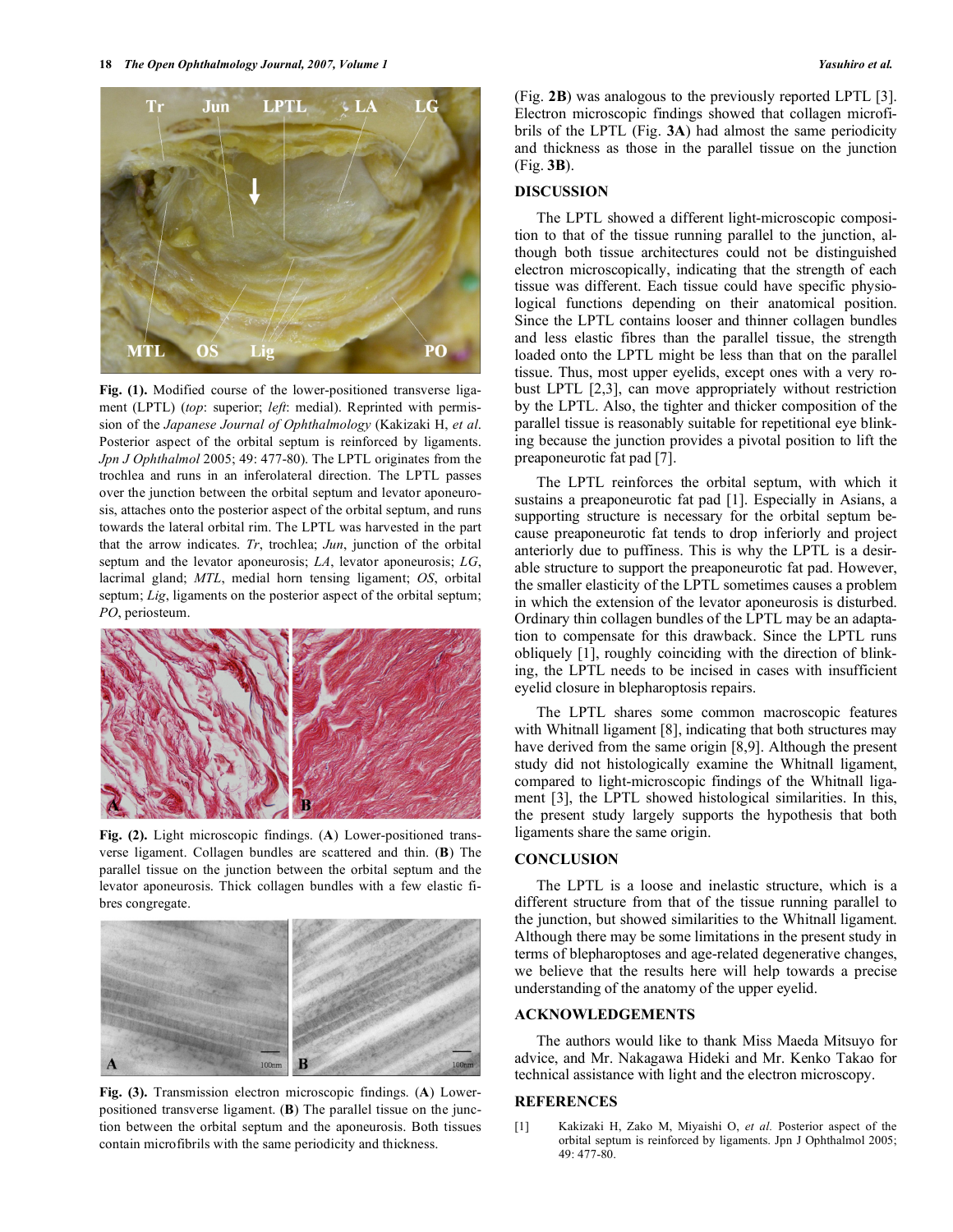Fig. (1). Modified course of the lower-positioned transverse ligament (LPTL) (*top*: superior; *left*: medial). Reprinted with permission of the *Japanese Journal of Ophthalmology* (Kakizaki H, *et al*. Posterior aspect of the orbital septum is reinforced by ligaments. *Jpn J Ophthalmol* 2005; 49: 477-80). The LPTL originates from the trochlea and runs in an inferolateral direction. The LPTL passes over the junction between the orbital septum and levator aponeurosis, attaches onto the posterior aspect of the orbital septum, and runs towards the lateral orbital rim. The LPTL was harvested in the part that the arrow indicates. *Tr*, trochlea; *Jun*, junction of the orbital septum and the levator aponeurosis; *LA*, levator aponeurosis; *LG*, lacrimal gland; *MTL*, medial horn tensing ligament; *OS*, orbital septum; *Lig*, ligaments on the posterior aspect of the orbital septum; *PO*, periosteum.

Fig. (2). Light microscopic findings. (**A**) Lower-positioned transverse ligament. Collagen bundles are scattered and thin. (**B**) The parallel tissue on the junction between the orbital septum and the levator aponeurosis. Thick collagen bundles with a few elastic fibres congregate.

Fig. (3). Transmission electron microscopic findings. (**A**) Lower-positioned transverse ligament. (**B**) The parallel tissue on the junction between the orbital septum and the aponeurosis. Both tissues contain microfibrils with the same periodicity and thickness.

(Fig. **2B**) was analogous to the previously reported LPTL [3]. Electron microscopic findings showed that collagen microfibrils of the LPTL (Fig. **3A**) had almost the same periodicity and thickness as those in the parallel tissue on the junction (Fig. **3B**).

## DISCUSSION

The LPTL showed a different light-microscopic composition to that of the tissue running parallel to the junction, although both tissue architectures could not be distinguished electron microscopically, indicating that the strength of each tissue was different. Each tissue could have specific physiological functions depending on their anatomical position. Since the LPTL contains looser and thinner collagen bundles and less elastic fibres than the parallel tissue, the strength loaded onto the LPTL might be less than that on the parallel tissue. Thus, most upper eyelids, except ones with a very robust LPTL [2,3], can move appropriately without restriction by the LPTL. Also, the tighter and thicker composition of the parallel tissue is reasonably suitable for repetitional eye blinking because the junction provides a pivotal position to lift the preaponeurotic fat pad [7].

The LPTL reinforces the orbital septum, with which it sustains a preaponeurotic fat pad [1]. Especially in Asians, a supporting structure is necessary for the orbital septum because preaponeurotic fat tends to drop inferiorly and project anteriorly due to puffiness. This is why the LPTL is a desirable structure to support the preaponeurotic fat pad. However, the smaller elasticity of the LPTL sometimes causes a problem in which the extension of the levator aponeurosis is disturbed. Ordinary thin collagen bundles of the LPTL may be an adaptation to compensate for this drawback. Since the LPTL runs obliquely [1], roughly coinciding with the direction of blinking, the LPTL needs to be incised in cases with insufficient eyelid closure in blepharoptosis repairs.

The LPTL shares some common macroscopic features with Whitnall ligament [8], indicating that both structures may have derived from the same origin [8,9]. Although the present study did not histologically examine the Whitnall ligament, compared to light-microscopic findings of the Whitnall ligament [3], the LPTL showed histological similarities. In this, the present study largely supports the hypothesis that both ligaments share the same origin.

## CONCLUSION

The LPTL is a loose and inelastic structure, which is a different structure from that of the tissue running parallel to the junction, but showed similarities to the Whitnall ligament. Although there may be some limitations in the present study in terms of blepharoptoses and age-related degenerative changes, we believe that the results here will help towards a precise understanding of the anatomy of the upper eyelid.

## ACKNOWLEDGEMENTS

The authors would like to thank Miss Maeda Mitsuyo for advice, and Mr. Nakagawa Hideki and Mr. Kenko Takao for technical assistance with light and the electron microscopy.

## REFERENCES

[1] Kakizaki H, Zako M, Miyaishi O, *et al.* Posterior aspect of the orbital septum is reinforced by ligaments. Jpn J Ophthalmol 2005; 49: 477-80.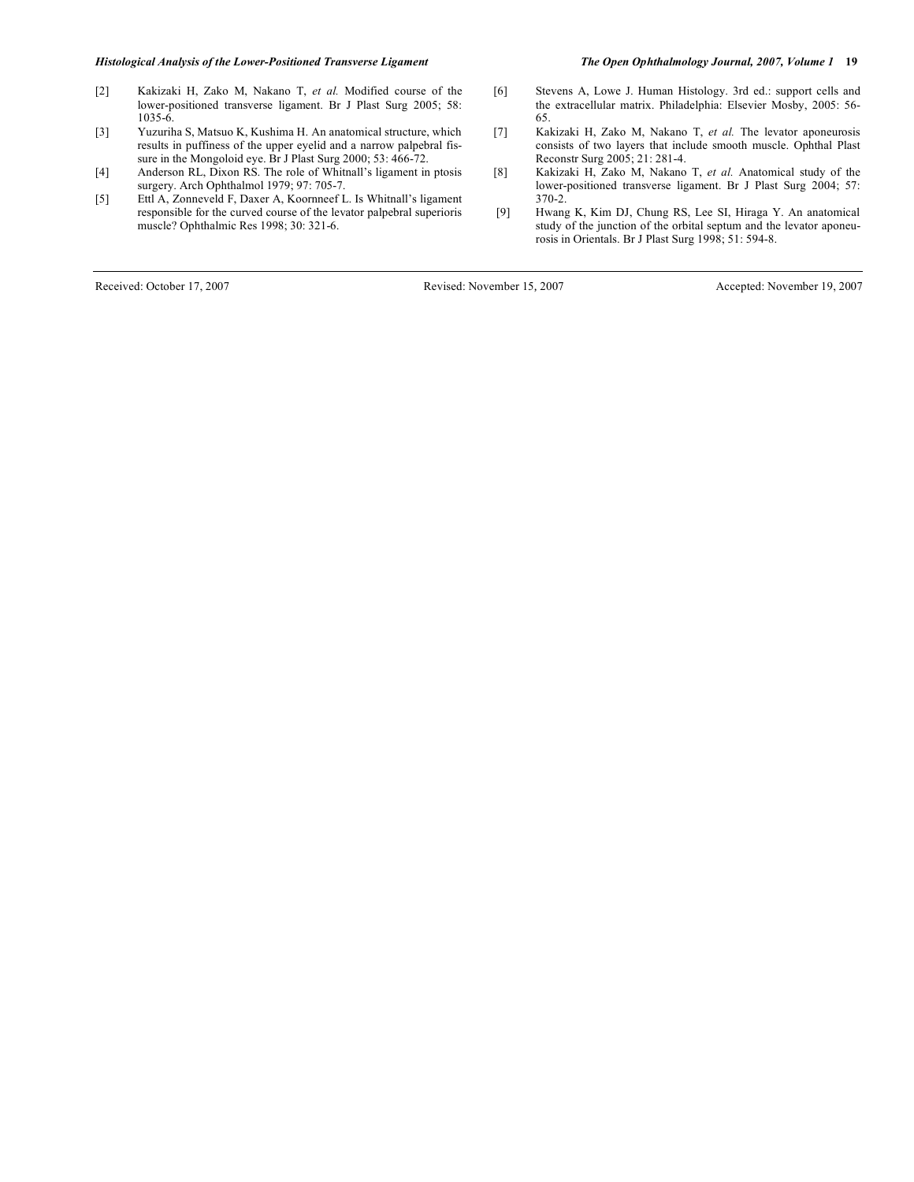[2] Kakizaki H, Zako M, Nakano T, *et al.* Modified course of the lower-positioned transverse ligament. Br J Plast Surg 2005; 58: 1035-6.

[3] Yuzuriha S, Matsuo K, Kushima H. An anatomical structure, which results in puffiness of the upper eyelid and a narrow palpebral fissure in the Mongoloid eye. Br J Plast Surg 2000; 53: 466-72.

[4] Anderson RL, Dixon RS. The role of Whitnall's ligament in ptosis surgery. Arch Ophthalmol 1979; 97: 705-7.

[5] Ettl A, Zonneveld F, Daxer A, Koornneef L. Is Whitnall's ligament responsible for the curved course of the levator palpebral superioris muscle? Ophthalmic Res 1998; 30: 321-6.

[6] Stevens A, Lowe J. Human Histology. 3rd ed.: support cells and the extracellular matrix. Philadelphia: Elsevier Mosby, 2005: 56-65.

[7] Kakizaki H, Zako M, Nakano T, *et al.* The levator aponeurosis consists of two layers that include smooth muscle. Ophthal Plast Reconstr Surg 2005; 21: 281-4.

[8] Kakizaki H, Zako M, Nakano T, *et al.* Anatomical study of the lower-positioned transverse ligament. Br J Plast Surg 2004; 57: 370-2.

[9] Hwang K, Kim DJ, Chung RS, Lee SI, Hiraga Y. An anatomical study of the junction of the orbital septum and the levator aponeurosis in Orientals. Br J Plast Surg 1998; 51: 594-8.

Received: October 17, 2007 Revised: November 15, 2007 Accepted: November 19, 2007